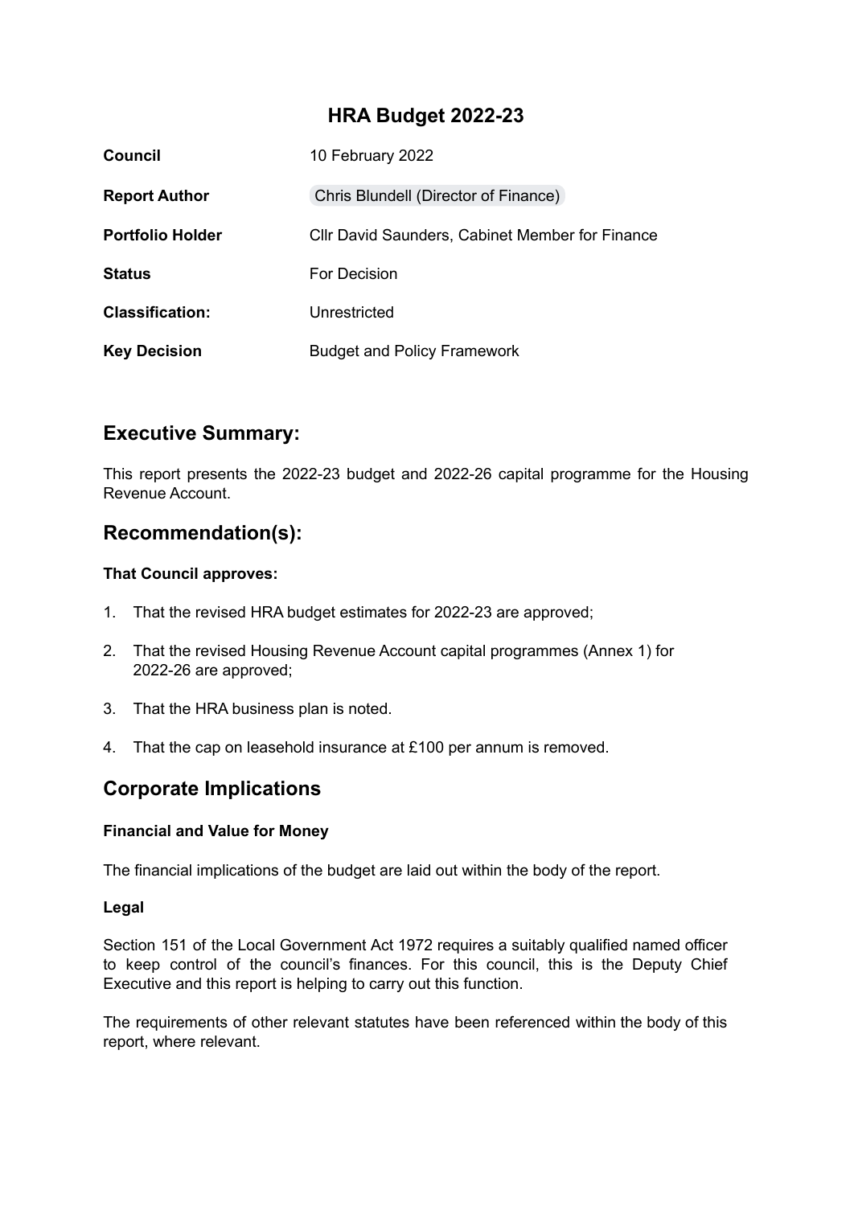# HRA Budget 2022-23

| | |
|---|---|
| **Council** | 10 February 2022 |
| **Report Author** | Chris Blundell (Director of Finance) |
| **Portfolio Holder** | Cllr David Saunders, Cabinet Member for Finance |
| **Status** | For Decision |
| **Classification:** | Unrestricted |
| **Key Decision** | Budget and Policy Framework |

## Executive Summary:

This report presents the 2022-23 budget and 2022-26 capital programme for the Housing Revenue Account.

## Recommendation(s):

**That Council approves:**

1. That the revised HRA budget estimates for 2022-23 are approved;
2. That the revised Housing Revenue Account capital programmes (Annex 1) for 2022-26 are approved;
3. That the HRA business plan is noted.
4. That the cap on leasehold insurance at £100 per annum is removed.

## Corporate Implications

### Financial and Value for Money

The financial implications of the budget are laid out within the body of the report.

### Legal

Section 151 of the Local Government Act 1972 requires a suitably qualified named officer to keep control of the council's finances. For this council, this is the Deputy Chief Executive and this report is helping to carry out this function.

The requirements of other relevant statutes have been referenced within the body of this report, where relevant.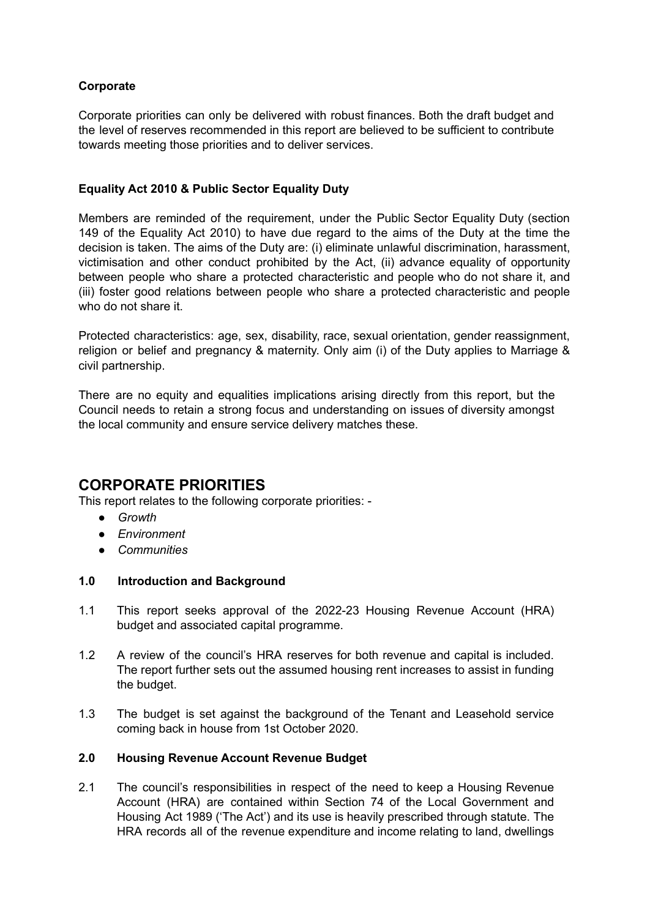**Corporate**

Corporate priorities can only be delivered with robust finances. Both the draft budget and the level of reserves recommended in this report are believed to be sufficient to contribute towards meeting those priorities and to deliver services.

**Equality Act 2010 & Public Sector Equality Duty**

Members are reminded of the requirement, under the Public Sector Equality Duty (section 149 of the Equality Act 2010) to have due regard to the aims of the Duty at the time the decision is taken. The aims of the Duty are: (i) eliminate unlawful discrimination, harassment, victimisation and other conduct prohibited by the Act, (ii) advance equality of opportunity between people who share a protected characteristic and people who do not share it, and (iii) foster good relations between people who share a protected characteristic and people who do not share it.

Protected characteristics: age, sex, disability, race, sexual orientation, gender reassignment, religion or belief and pregnancy & maternity. Only aim (i) of the Duty applies to Marriage & civil partnership.

There are no equity and equalities implications arising directly from this report, but the Council needs to retain a strong focus and understanding on issues of diversity amongst the local community and ensure service delivery matches these.

# CORPORATE PRIORITIES

This report relates to the following corporate priorities: -

- *Growth*
- *Environment*
- *Communities*

**1.0 Introduction and Background**

1.1 This report seeks approval of the 2022-23 Housing Revenue Account (HRA) budget and associated capital programme.

1.2 A review of the council's HRA reserves for both revenue and capital is included. The report further sets out the assumed housing rent increases to assist in funding the budget.

1.3 The budget is set against the background of the Tenant and Leasehold service coming back in house from 1st October 2020.

**2.0 Housing Revenue Account Revenue Budget**

2.1 The council's responsibilities in respect of the need to keep a Housing Revenue Account (HRA) are contained within Section 74 of the Local Government and Housing Act 1989 ('The Act') and its use is heavily prescribed through statute. The HRA records all of the revenue expenditure and income relating to land, dwellings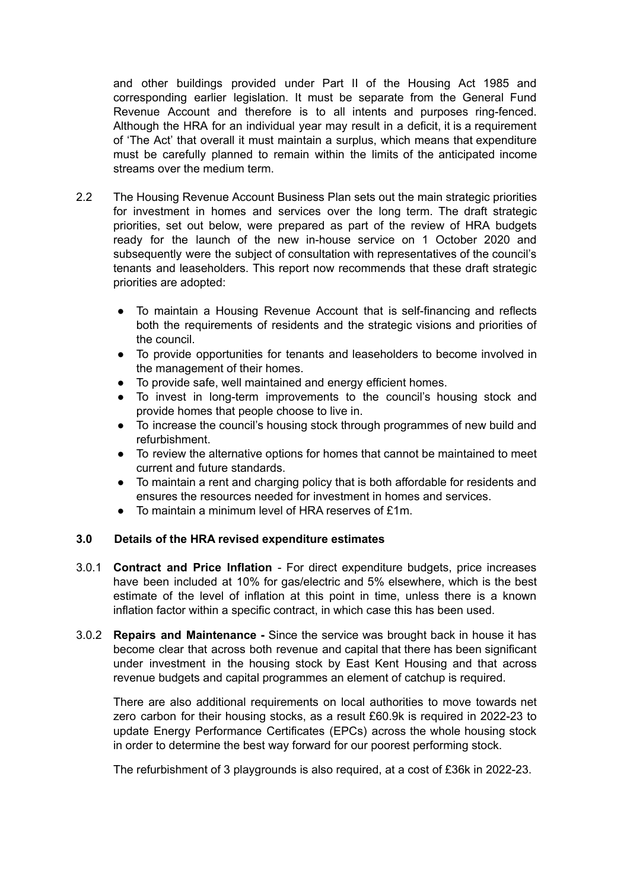and other buildings provided under Part II of the Housing Act 1985 and corresponding earlier legislation. It must be separate from the General Fund Revenue Account and therefore is to all intents and purposes ring-fenced. Although the HRA for an individual year may result in a deficit, it is a requirement of 'The Act' that overall it must maintain a surplus, which means that expenditure must be carefully planned to remain within the limits of the anticipated income streams over the medium term.

2.2 The Housing Revenue Account Business Plan sets out the main strategic priorities for investment in homes and services over the long term. The draft strategic priorities, set out below, were prepared as part of the review of HRA budgets ready for the launch of the new in-house service on 1 October 2020 and subsequently were the subject of consultation with representatives of the council's tenants and leaseholders. This report now recommends that these draft strategic priorities are adopted:

- To maintain a Housing Revenue Account that is self-financing and reflects both the requirements of residents and the strategic visions and priorities of the council.
- To provide opportunities for tenants and leaseholders to become involved in the management of their homes.
- To provide safe, well maintained and energy efficient homes.
- To invest in long-term improvements to the council's housing stock and provide homes that people choose to live in.
- To increase the council's housing stock through programmes of new build and refurbishment.
- To review the alternative options for homes that cannot be maintained to meet current and future standards.
- To maintain a rent and charging policy that is both affordable for residents and ensures the resources needed for investment in homes and services.
- To maintain a minimum level of HRA reserves of £1m.

### 3.0 Details of the HRA revised expenditure estimates

3.0.1 **Contract and Price Inflation** - For direct expenditure budgets, price increases have been included at 10% for gas/electric and 5% elsewhere, which is the best estimate of the level of inflation at this point in time, unless there is a known inflation factor within a specific contract, in which case this has been used.

3.0.2 **Repairs and Maintenance -** Since the service was brought back in house it has become clear that across both revenue and capital that there has been significant under investment in the housing stock by East Kent Housing and that across revenue budgets and capital programmes an element of catchup is required.

There are also additional requirements on local authorities to move towards net zero carbon for their housing stocks, as a result £60.9k is required in 2022-23 to update Energy Performance Certificates (EPCs) across the whole housing stock in order to determine the best way forward for our poorest performing stock.

The refurbishment of 3 playgrounds is also required, at a cost of £36k in 2022-23.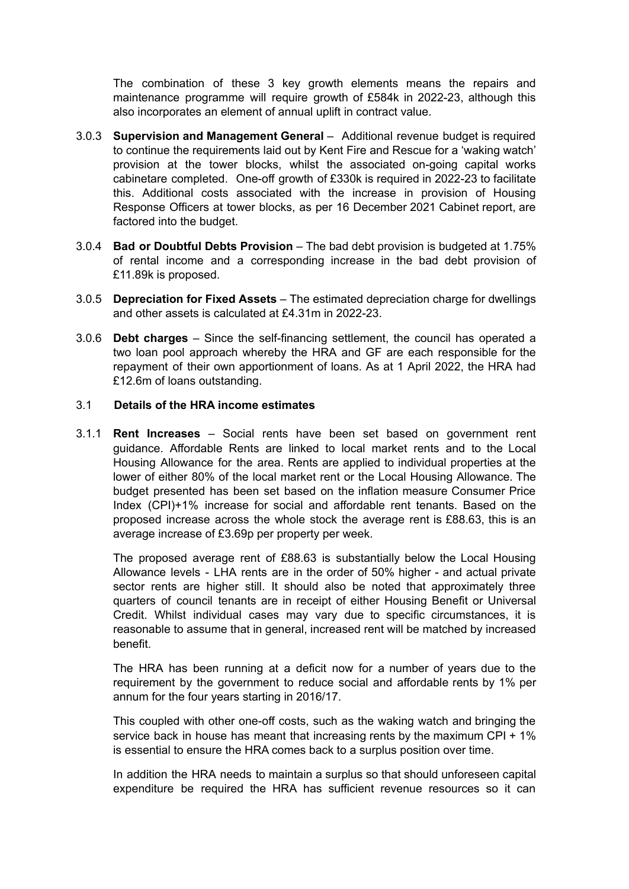The combination of these 3 key growth elements means the repairs and maintenance programme will require growth of £584k in 2022-23, although this also incorporates an element of annual uplift in contract value.

3.0.3 **Supervision and Management General** – Additional revenue budget is required to continue the requirements laid out by Kent Fire and Rescue for a 'waking watch' provision at the tower blocks, whilst the associated on-going capital works cabinetare completed. One-off growth of £330k is required in 2022-23 to facilitate this. Additional costs associated with the increase in provision of Housing Response Officers at tower blocks, as per 16 December 2021 Cabinet report, are factored into the budget.

3.0.4 **Bad or Doubtful Debts Provision** – The bad debt provision is budgeted at 1.75% of rental income and a corresponding increase in the bad debt provision of £11.89k is proposed.

3.0.5 **Depreciation for Fixed Assets** – The estimated depreciation charge for dwellings and other assets is calculated at £4.31m in 2022-23.

3.0.6 **Debt charges** – Since the self-financing settlement, the council has operated a two loan pool approach whereby the HRA and GF are each responsible for the repayment of their own apportionment of loans. As at 1 April 2022, the HRA had £12.6m of loans outstanding.

### 3.1 Details of the HRA income estimates

3.1.1 **Rent Increases** – Social rents have been set based on government rent guidance. Affordable Rents are linked to local market rents and to the Local Housing Allowance for the area. Rents are applied to individual properties at the lower of either 80% of the local market rent or the Local Housing Allowance. The budget presented has been set based on the inflation measure Consumer Price Index (CPI)+1% increase for social and affordable rent tenants. Based on the proposed increase across the whole stock the average rent is £88.63, this is an average increase of £3.69p per property per week.

The proposed average rent of £88.63 is substantially below the Local Housing Allowance levels - LHA rents are in the order of 50% higher - and actual private sector rents are higher still. It should also be noted that approximately three quarters of council tenants are in receipt of either Housing Benefit or Universal Credit. Whilst individual cases may vary due to specific circumstances, it is reasonable to assume that in general, increased rent will be matched by increased benefit.

The HRA has been running at a deficit now for a number of years due to the requirement by the government to reduce social and affordable rents by 1% per annum for the four years starting in 2016/17.

This coupled with other one-off costs, such as the waking watch and bringing the service back in house has meant that increasing rents by the maximum CPI + 1% is essential to ensure the HRA comes back to a surplus position over time.

In addition the HRA needs to maintain a surplus so that should unforeseen capital expenditure be required the HRA has sufficient revenue resources so it can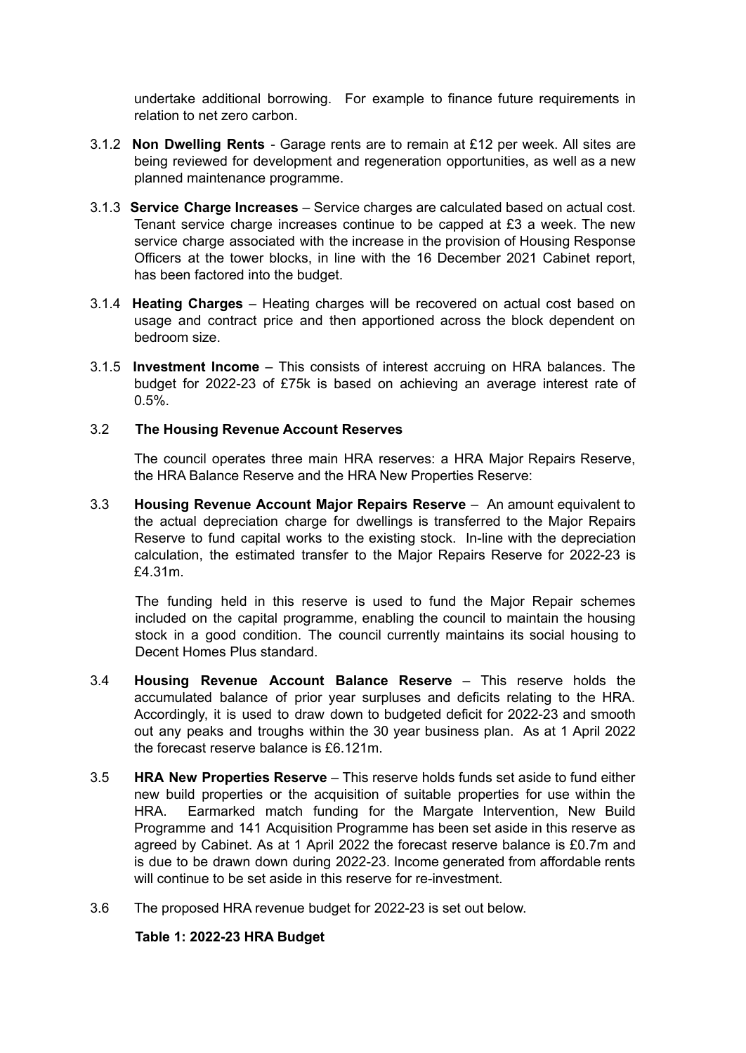undertake additional borrowing. For example to finance future requirements in relation to net zero carbon.

3.1.2 **Non Dwelling Rents** - Garage rents are to remain at £12 per week. All sites are being reviewed for development and regeneration opportunities, as well as a new planned maintenance programme.

3.1.3 **Service Charge Increases** – Service charges are calculated based on actual cost. Tenant service charge increases continue to be capped at £3 a week. The new service charge associated with the increase in the provision of Housing Response Officers at the tower blocks, in line with the 16 December 2021 Cabinet report, has been factored into the budget.

3.1.4 **Heating Charges** – Heating charges will be recovered on actual cost based on usage and contract price and then apportioned across the block dependent on bedroom size.

3.1.5 **Investment Income** – This consists of interest accruing on HRA balances. The budget for 2022-23 of £75k is based on achieving an average interest rate of 0.5%.

### 3.2 The Housing Revenue Account Reserves

The council operates three main HRA reserves: a HRA Major Repairs Reserve, the HRA Balance Reserve and the HRA New Properties Reserve:

3.3 **Housing Revenue Account Major Repairs Reserve** – An amount equivalent to the actual depreciation charge for dwellings is transferred to the Major Repairs Reserve to fund capital works to the existing stock. In-line with the depreciation calculation, the estimated transfer to the Major Repairs Reserve for 2022-23 is £4.31m.

The funding held in this reserve is used to fund the Major Repair schemes included on the capital programme, enabling the council to maintain the housing stock in a good condition. The council currently maintains its social housing to Decent Homes Plus standard.

3.4 **Housing Revenue Account Balance Reserve** – This reserve holds the accumulated balance of prior year surpluses and deficits relating to the HRA. Accordingly, it is used to draw down to budgeted deficit for 2022-23 and smooth out any peaks and troughs within the 30 year business plan. As at 1 April 2022 the forecast reserve balance is £6.121m.

3.5 **HRA New Properties Reserve** – This reserve holds funds set aside to fund either new build properties or the acquisition of suitable properties for use within the HRA. Earmarked match funding for the Margate Intervention, New Build Programme and 141 Acquisition Programme has been set aside in this reserve as agreed by Cabinet. As at 1 April 2022 the forecast reserve balance is £0.7m and is due to be drawn down during 2022-23. Income generated from affordable rents will continue to be set aside in this reserve for re-investment.

3.6 The proposed HRA revenue budget for 2022-23 is set out below.

**Table 1: 2022-23 HRA Budget**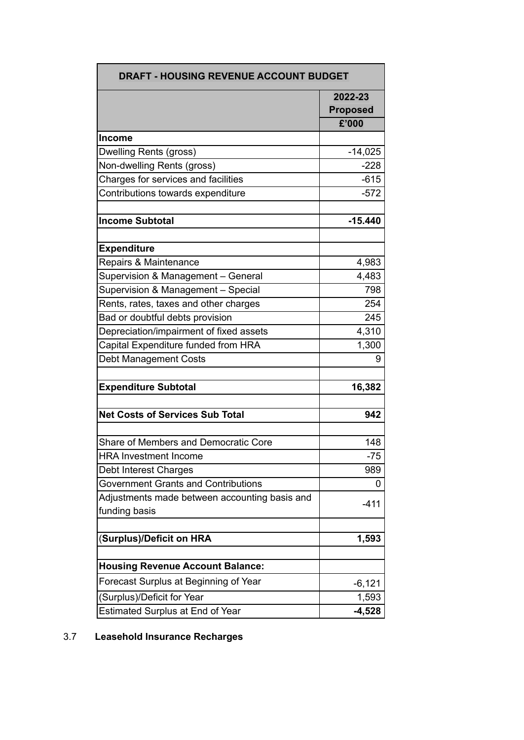| DRAFT - HOUSING REVENUE ACCOUNT BUDGET | |
|---|---|
| | 2022-23 Proposed |
| | £'000 |
| **Income** | |
| Dwelling Rents (gross) | -14,025 |
| Non-dwelling Rents (gross) | -228 |
| Charges for services and facilities | -615 |
| Contributions towards expenditure | -572 |
| | |
| **Income Subtotal** | **-15.440** |
| | |
| **Expenditure** | |
| Repairs & Maintenance | 4,983 |
| Supervision & Management – General | 4,483 |
| Supervision & Management – Special | 798 |
| Rents, rates, taxes and other charges | 254 |
| Bad or doubtful debts provision | 245 |
| Depreciation/impairment of fixed assets | 4,310 |
| Capital Expenditure funded from HRA | 1,300 |
| Debt Management Costs | 9 |
| | |
| **Expenditure Subtotal** | **16,382** |
| | |
| **Net Costs of Services Sub Total** | **942** |
| | |
| Share of Members and Democratic Core | 148 |
| HRA Investment Income | -75 |
| Debt Interest Charges | 989 |
| Government Grants and Contributions | 0 |
| Adjustments made between accounting basis and funding basis | -411 |
| | |
| (**Surplus)/Deficit on HRA** | **1,593** |
| | |
| **Housing Revenue Account Balance:** | |
| Forecast Surplus at Beginning of Year | -6,121 |
| (Surplus)/Deficit for Year | 1,593 |
| Estimated Surplus at End of Year | **-4,528** |

3.7 **Leasehold Insurance Recharges**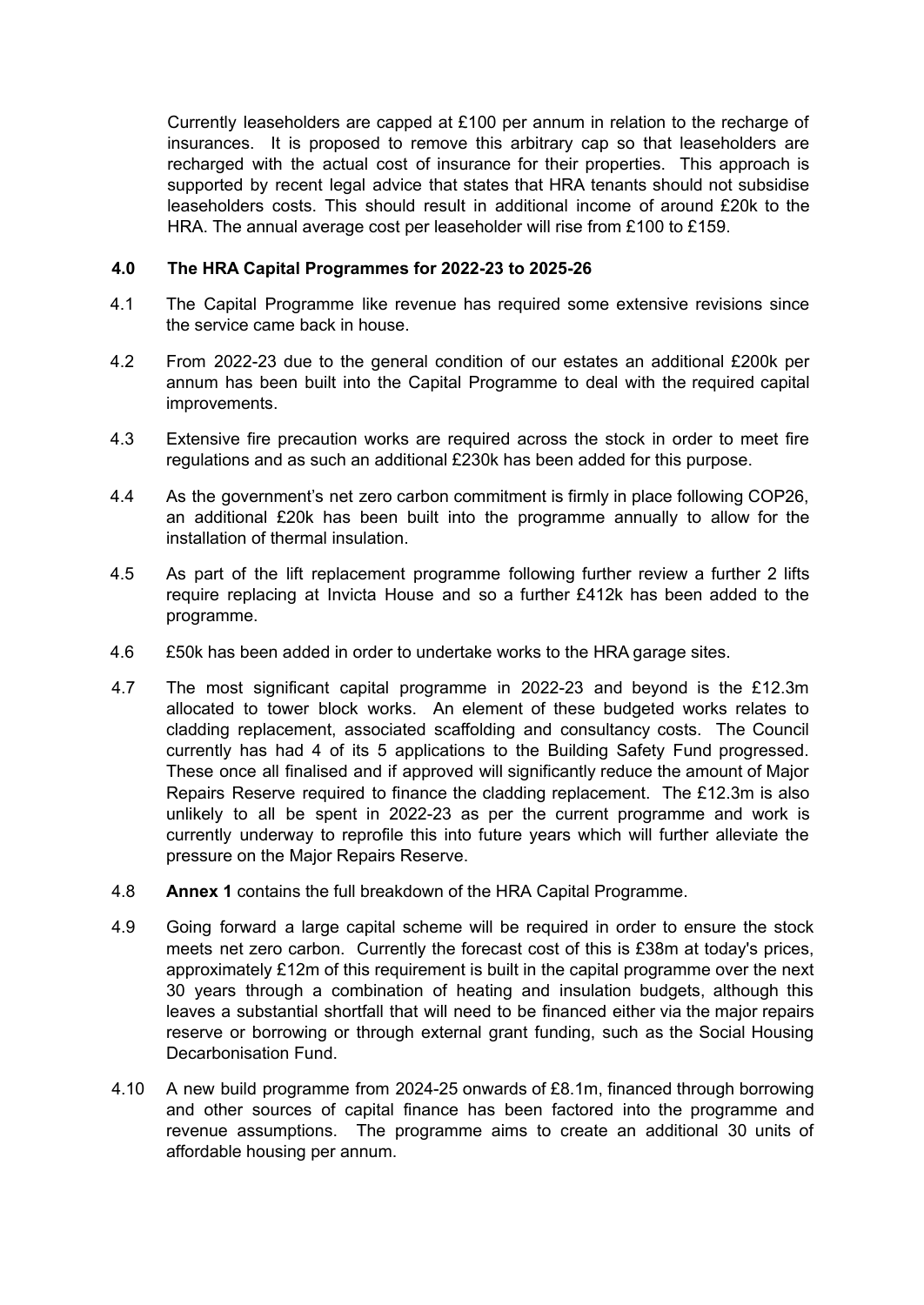Currently leaseholders are capped at £100 per annum in relation to the recharge of insurances. It is proposed to remove this arbitrary cap so that leaseholders are recharged with the actual cost of insurance for their properties. This approach is supported by recent legal advice that states that HRA tenants should not subsidise leaseholders costs. This should result in additional income of around £20k to the HRA. The annual average cost per leaseholder will rise from £100 to £159.

## 4.0 The HRA Capital Programmes for 2022-23 to 2025-26

4.1 The Capital Programme like revenue has required some extensive revisions since the service came back in house.

4.2 From 2022-23 due to the general condition of our estates an additional £200k per annum has been built into the Capital Programme to deal with the required capital improvements.

4.3 Extensive fire precaution works are required across the stock in order to meet fire regulations and as such an additional £230k has been added for this purpose.

4.4 As the government's net zero carbon commitment is firmly in place following COP26, an additional £20k has been built into the programme annually to allow for the installation of thermal insulation.

4.5 As part of the lift replacement programme following further review a further 2 lifts require replacing at Invicta House and so a further £412k has been added to the programme.

4.6 £50k has been added in order to undertake works to the HRA garage sites.

4.7 The most significant capital programme in 2022-23 and beyond is the £12.3m allocated to tower block works. An element of these budgeted works relates to cladding replacement, associated scaffolding and consultancy costs. The Council currently has had 4 of its 5 applications to the Building Safety Fund progressed. These once all finalised and if approved will significantly reduce the amount of Major Repairs Reserve required to finance the cladding replacement. The £12.3m is also unlikely to all be spent in 2022-23 as per the current programme and work is currently underway to reprofile this into future years which will further alleviate the pressure on the Major Repairs Reserve.

4.8 **Annex 1** contains the full breakdown of the HRA Capital Programme.

4.9 Going forward a large capital scheme will be required in order to ensure the stock meets net zero carbon. Currently the forecast cost of this is £38m at today's prices, approximately £12m of this requirement is built in the capital programme over the next 30 years through a combination of heating and insulation budgets, although this leaves a substantial shortfall that will need to be financed either via the major repairs reserve or borrowing or through external grant funding, such as the Social Housing Decarbonisation Fund.

4.10 A new build programme from 2024-25 onwards of £8.1m, financed through borrowing and other sources of capital finance has been factored into the programme and revenue assumptions. The programme aims to create an additional 30 units of affordable housing per annum.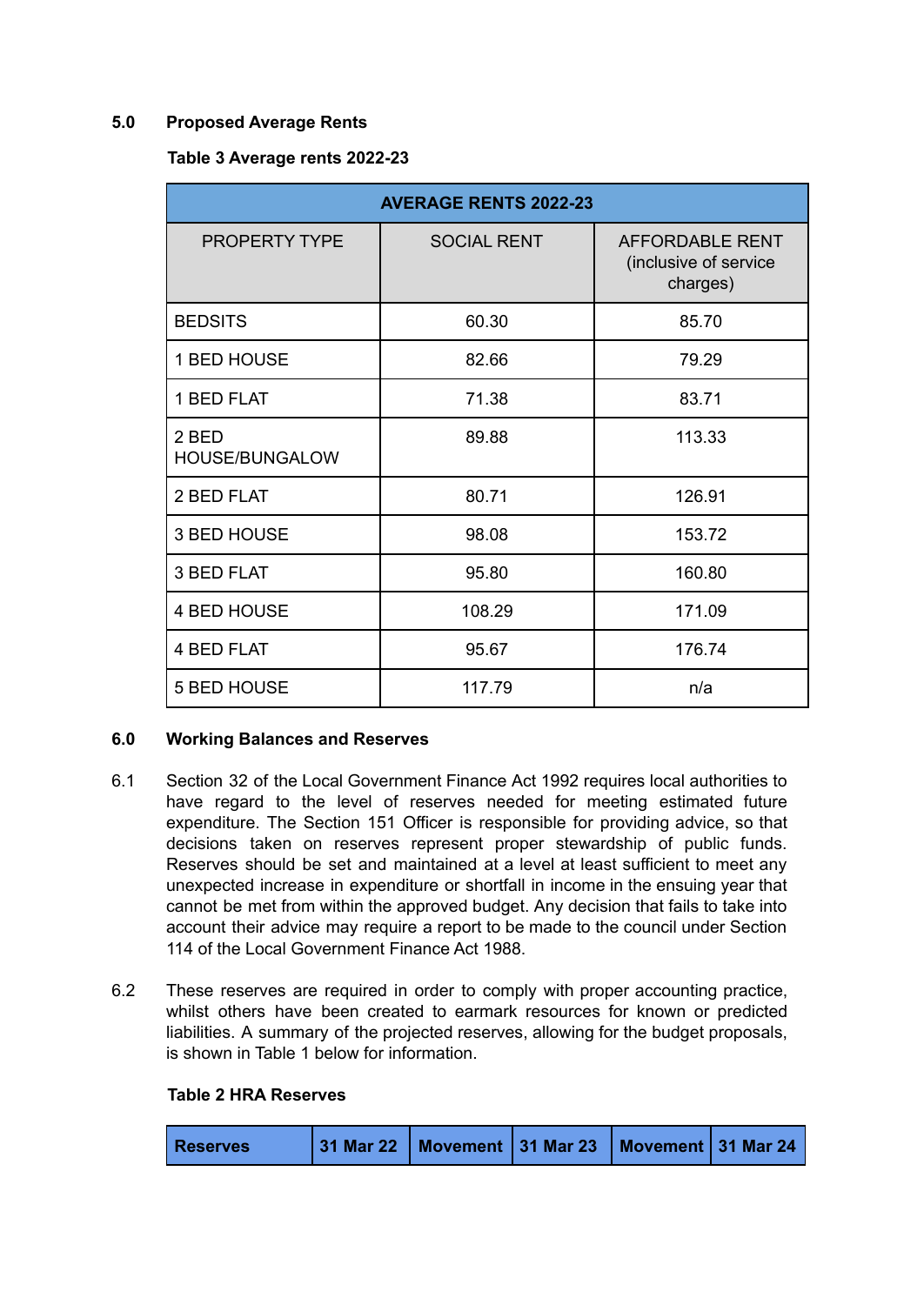## 5.0 Proposed Average Rents

**Table 3 Average rents 2022-23**

| AVERAGE RENTS 2022-23 | | |
|---|---|---|
| PROPERTY TYPE | SOCIAL RENT | AFFORDABLE RENT (inclusive of service charges) |
| BEDSITS | 60.30 | 85.70 |
| 1 BED HOUSE | 82.66 | 79.29 |
| 1 BED FLAT | 71.38 | 83.71 |
| 2 BED HOUSE/BUNGALOW | 89.88 | 113.33 |
| 2 BED FLAT | 80.71 | 126.91 |
| 3 BED HOUSE | 98.08 | 153.72 |
| 3 BED FLAT | 95.80 | 160.80 |
| 4 BED HOUSE | 108.29 | 171.09 |
| 4 BED FLAT | 95.67 | 176.74 |
| 5 BED HOUSE | 117.79 | n/a |

## 6.0 Working Balances and Reserves

6.1 Section 32 of the Local Government Finance Act 1992 requires local authorities to have regard to the level of reserves needed for meeting estimated future expenditure. The Section 151 Officer is responsible for providing advice, so that decisions taken on reserves represent proper stewardship of public funds. Reserves should be set and maintained at a level at least sufficient to meet any unexpected increase in expenditure or shortfall in income in the ensuing year that cannot be met from within the approved budget. Any decision that fails to take into account their advice may require a report to be made to the council under Section 114 of the Local Government Finance Act 1988.

6.2 These reserves are required in order to comply with proper accounting practice, whilst others have been created to earmark resources for known or predicted liabilities. A summary of the projected reserves, allowing for the budget proposals, is shown in Table 1 below for information.

**Table 2 HRA Reserves**

| Reserves | 31 Mar 22 | Movement | 31 Mar 23 | Movement | 31 Mar 24 |
|---|---|---|---|---|---|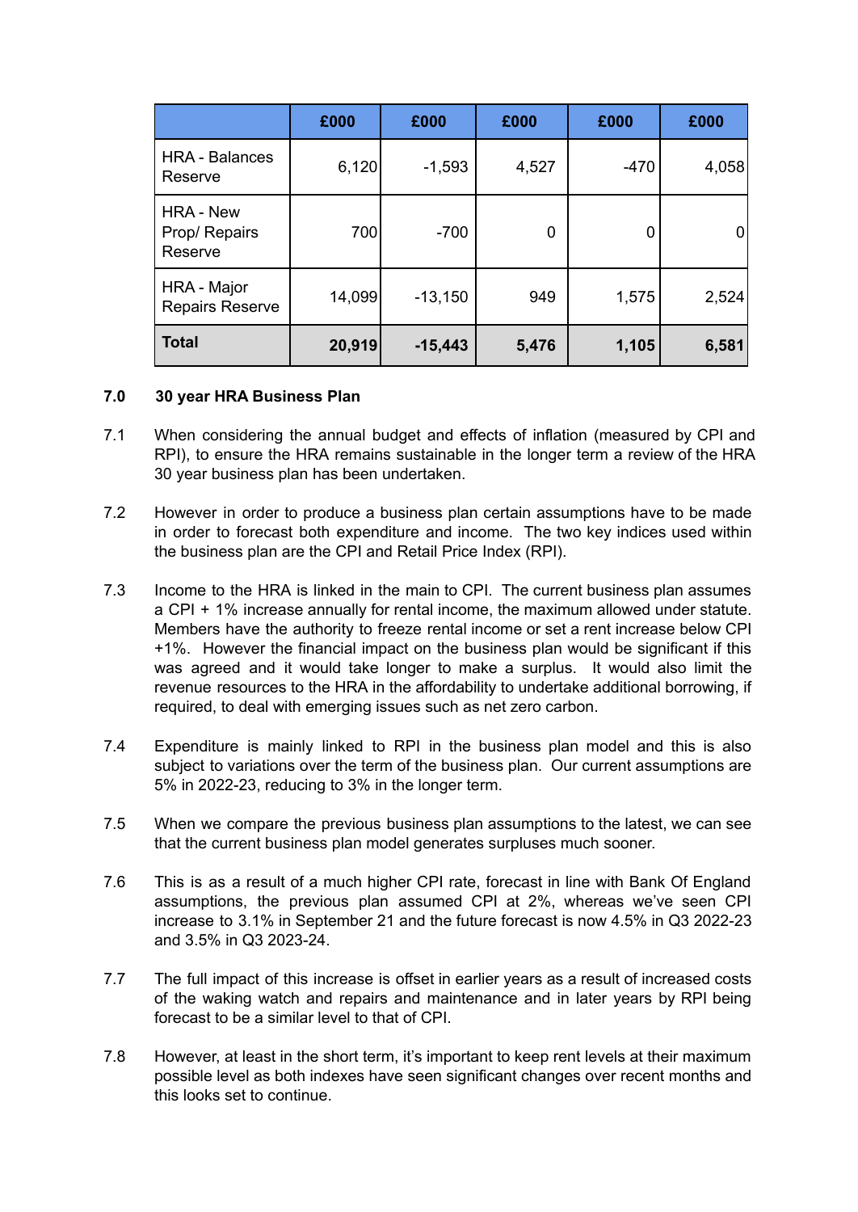| | £000 | £000 | £000 | £000 | £000 |
|---|---|---|---|---|---|
| HRA - Balances Reserve | 6,120 | -1,593 | 4,527 | -470 | 4,058 |
| HRA - New Prop/ Repairs Reserve | 700 | -700 | 0 | 0 | 0 |
| HRA - Major Repairs Reserve | 14,099 | -13,150 | 949 | 1,575 | 2,524 |
| **Total** | **20,919** | **-15,443** | **5,476** | **1,105** | **6,581** |

### 7.0 30 year HRA Business Plan

7.1 When considering the annual budget and effects of inflation (measured by CPI and RPI), to ensure the HRA remains sustainable in the longer term a review of the HRA 30 year business plan has been undertaken.

7.2 However in order to produce a business plan certain assumptions have to be made in order to forecast both expenditure and income. The two key indices used within the business plan are the CPI and Retail Price Index (RPI).

7.3 Income to the HRA is linked in the main to CPI. The current business plan assumes a CPI + 1% increase annually for rental income, the maximum allowed under statute. Members have the authority to freeze rental income or set a rent increase below CPI +1%. However the financial impact on the business plan would be significant if this was agreed and it would take longer to make a surplus. It would also limit the revenue resources to the HRA in the affordability to undertake additional borrowing, if required, to deal with emerging issues such as net zero carbon.

7.4 Expenditure is mainly linked to RPI in the business plan model and this is also subject to variations over the term of the business plan. Our current assumptions are 5% in 2022-23, reducing to 3% in the longer term.

7.5 When we compare the previous business plan assumptions to the latest, we can see that the current business plan model generates surpluses much sooner.

7.6 This is as a result of a much higher CPI rate, forecast in line with Bank Of England assumptions, the previous plan assumed CPI at 2%, whereas we've seen CPI increase to 3.1% in September 21 and the future forecast is now 4.5% in Q3 2022-23 and 3.5% in Q3 2023-24.

7.7 The full impact of this increase is offset in earlier years as a result of increased costs of the waking watch and repairs and maintenance and in later years by RPI being forecast to be a similar level to that of CPI.

7.8 However, at least in the short term, it's important to keep rent levels at their maximum possible level as both indexes have seen significant changes over recent months and this looks set to continue.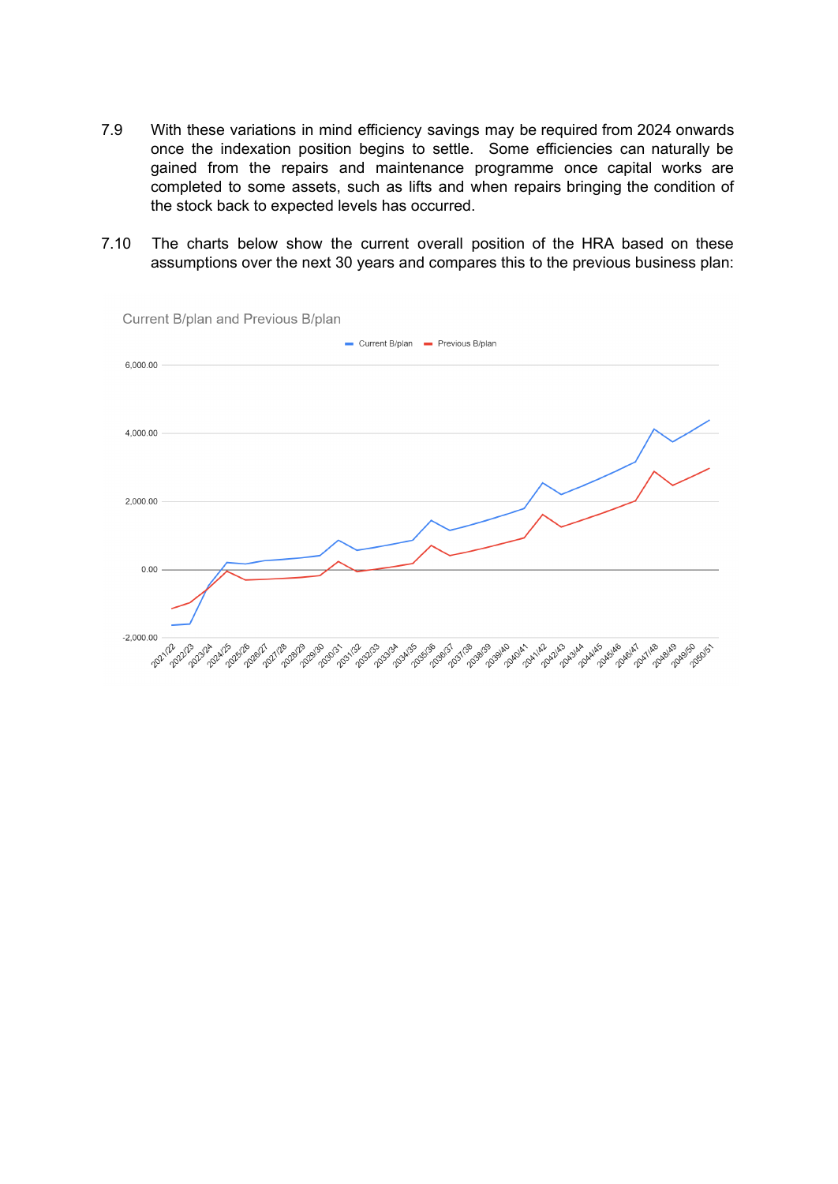7.9 With these variations in mind efficiency savings may be required from 2024 onwards once the indexation position begins to settle. Some efficiencies can naturally be gained from the repairs and maintenance programme once capital works are completed to some assets, such as lifts and when repairs bringing the condition of the stock back to expected levels has occurred.

7.10 The charts below show the current overall position of the HRA based on these assumptions over the next 30 years and compares this to the previous business plan:

Current B/plan and Previous B/plan

Current B/plan — Previous B/plan

6,000.00

4,000.00

2,000.00

0.00

-2,000.00

2021/22 2022/23 2023/24 2024/25 2025/26 2026/27 2027/28 2028/29 2029/30 2030/31 2031/32 2032/33 2033/34 2034/35 2035/36 2036/37 2037/38 2038/39 2039/40 2040/41 2041/42 2042/43 2043/44 2044/45 2045/46 2046/47 2047/48 2048/49 2049/50 2050/51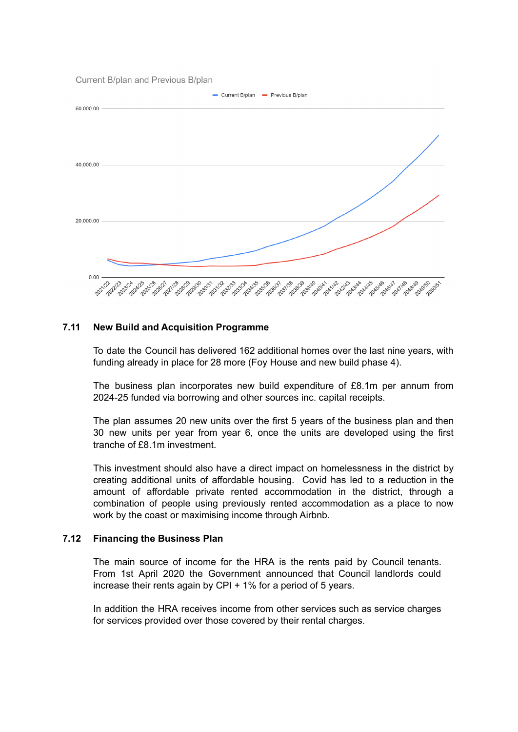Current B/plan and Previous B/plan

### 7.11 New Build and Acquisition Programme

To date the Council has delivered 162 additional homes over the last nine years, with funding already in place for 28 more (Foy House and new build phase 4).

The business plan incorporates new build expenditure of £8.1m per annum from 2024-25 funded via borrowing and other sources inc. capital receipts.

The plan assumes 20 new units over the first 5 years of the business plan and then 30 new units per year from year 6, once the units are developed using the first tranche of £8.1m investment.

This investment should also have a direct impact on homelessness in the district by creating additional units of affordable housing. Covid has led to a reduction in the amount of affordable private rented accommodation in the district, through a combination of people using previously rented accommodation as a place to now work by the coast or maximising income through Airbnb.

### 7.12 Financing the Business Plan

The main source of income for the HRA is the rents paid by Council tenants. From 1st April 2020 the Government announced that Council landlords could increase their rents again by CPI + 1% for a period of 5 years.

In addition the HRA receives income from other services such as service charges for services provided over those covered by their rental charges.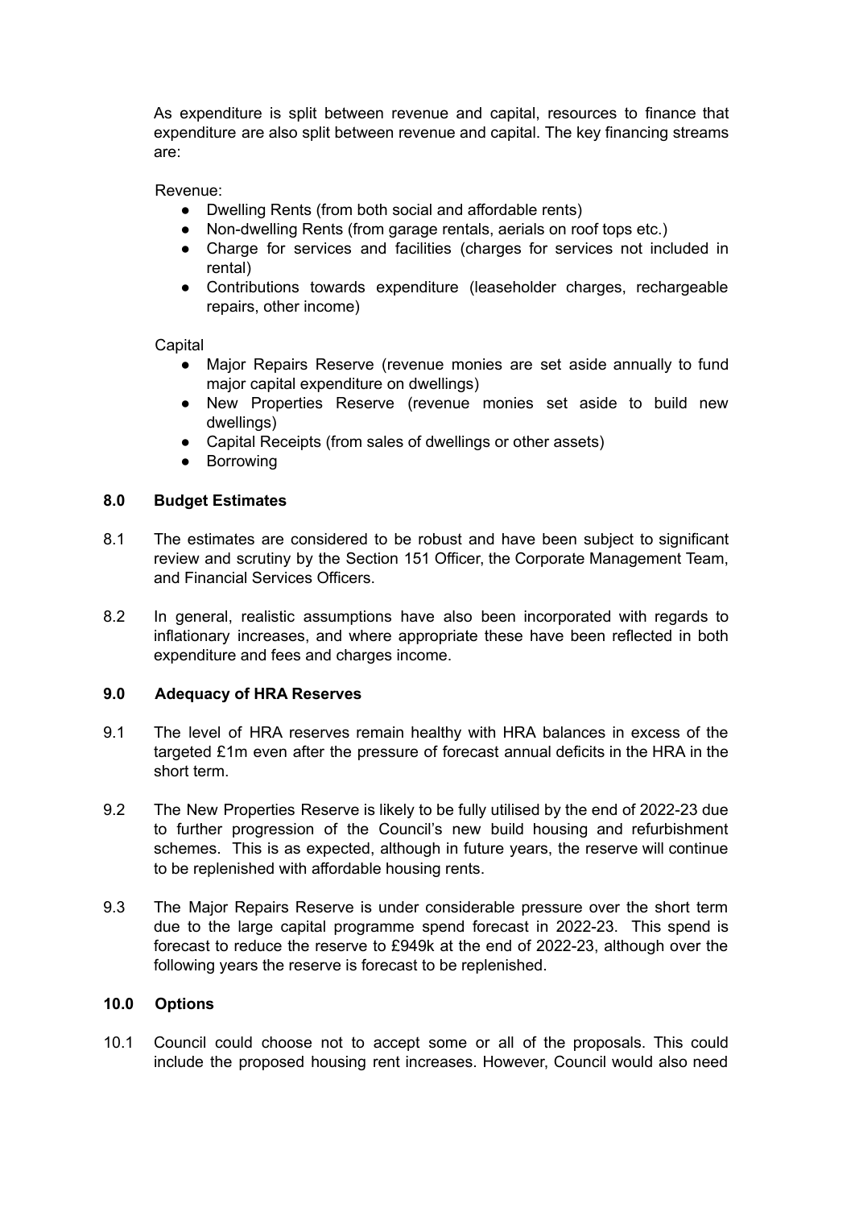As expenditure is split between revenue and capital, resources to finance that expenditure are also split between revenue and capital. The key financing streams are:

Revenue:

- Dwelling Rents (from both social and affordable rents)
- Non-dwelling Rents (from garage rentals, aerials on roof tops etc.)
- Charge for services and facilities (charges for services not included in rental)
- Contributions towards expenditure (leaseholder charges, rechargeable repairs, other income)

Capital

- Major Repairs Reserve (revenue monies are set aside annually to fund major capital expenditure on dwellings)
- New Properties Reserve (revenue monies set aside to build new dwellings)
- Capital Receipts (from sales of dwellings or other assets)
- Borrowing

## 8.0 Budget Estimates

8.1 The estimates are considered to be robust and have been subject to significant review and scrutiny by the Section 151 Officer, the Corporate Management Team, and Financial Services Officers.

8.2 In general, realistic assumptions have also been incorporated with regards to inflationary increases, and where appropriate these have been reflected in both expenditure and fees and charges income.

## 9.0 Adequacy of HRA Reserves

9.1 The level of HRA reserves remain healthy with HRA balances in excess of the targeted £1m even after the pressure of forecast annual deficits in the HRA in the short term.

9.2 The New Properties Reserve is likely to be fully utilised by the end of 2022-23 due to further progression of the Council's new build housing and refurbishment schemes. This is as expected, although in future years, the reserve will continue to be replenished with affordable housing rents.

9.3 The Major Repairs Reserve is under considerable pressure over the short term due to the large capital programme spend forecast in 2022-23. This spend is forecast to reduce the reserve to £949k at the end of 2022-23, although over the following years the reserve is forecast to be replenished.

## 10.0 Options

10.1 Council could choose not to accept some or all of the proposals. This could include the proposed housing rent increases. However, Council would also need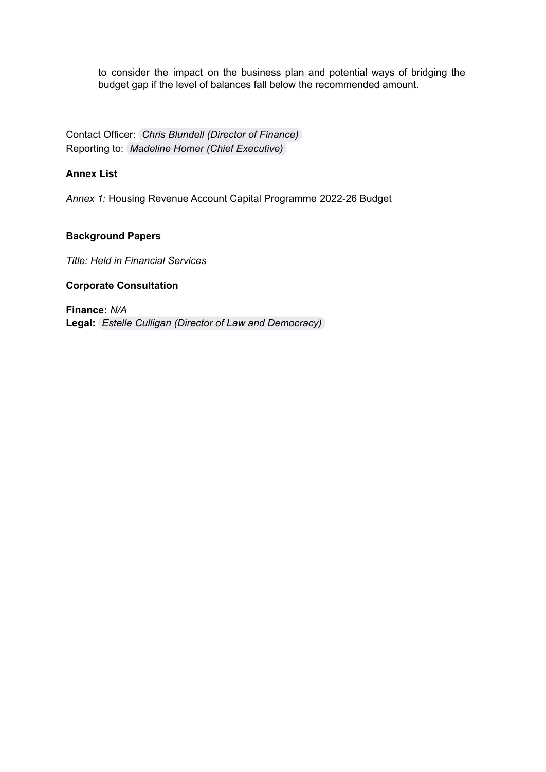to consider the impact on the business plan and potential ways of bridging the budget gap if the level of balances fall below the recommended amount.

Contact Officer: *Chris Blundell (Director of Finance)*
Reporting to: *Madeline Homer (Chief Executive)*

**Annex List**

*Annex 1:* Housing Revenue Account Capital Programme 2022-26 Budget

**Background Papers**

*Title: Held in Financial Services*

**Corporate Consultation**

**Finance:** *N/A*
**Legal:** *Estelle Culligan (Director of Law and Democracy)*